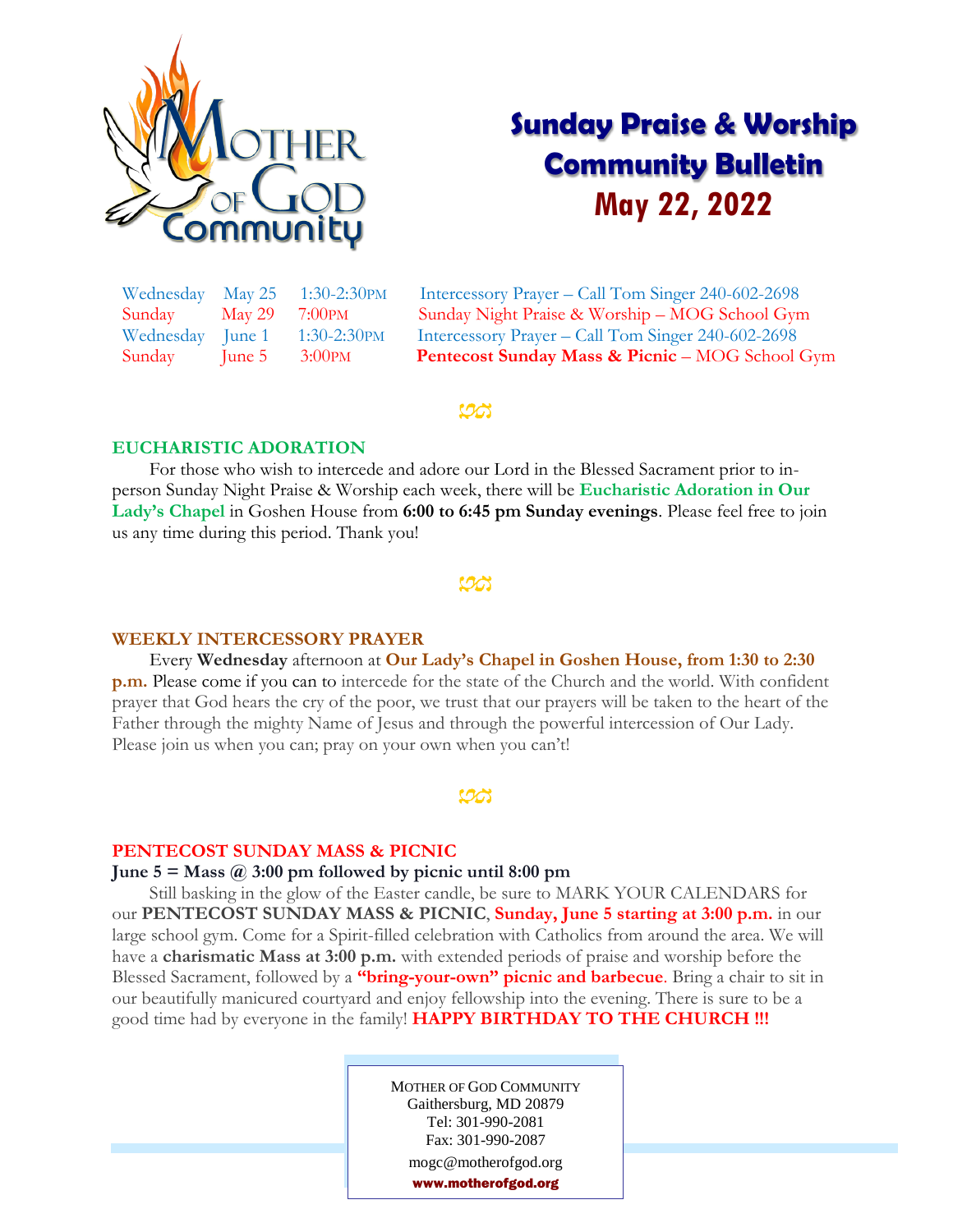# Sunday Praise & Worship Community Bulletin

## May 22, 2022

| | | | |
|---|---|---|---|
| Wednesday | May 25 | 1:30-2:30PM | Intercessory Prayer – Call Tom Singer 240-602-2698 |
| Sunday | May 29 | 7:00PM | Sunday Night Praise & Worship – MOG School Gym |
| Wednesday | June 1 | 1:30-2:30PM | Intercessory Prayer – Call Tom Singer 240-602-2698 |
| Sunday | June 5 | 3:00PM | **Pentecost Sunday Mass & Picnic** – MOG School Gym |

### EUCHARISTIC ADORATION

For those who wish to intercede and adore our Lord in the Blessed Sacrament prior to in-person Sunday Night Praise & Worship each week, there will be **Eucharistic Adoration in Our Lady's Chapel** in Goshen House from **6:00 to 6:45 pm Sunday evenings**. Please feel free to join us any time during this period. Thank you!

### WEEKLY INTERCESSORY PRAYER

Every **Wednesday** afternoon at **Our Lady's Chapel in Goshen House, from 1:30 to 2:30 p.m.** Please come if you can to intercede for the state of the Church and the world. With confident prayer that God hears the cry of the poor, we trust that our prayers will be taken to the heart of the Father through the mighty Name of Jesus and through the powerful intercession of Our Lady. Please join us when you can; pray on your own when you can't!

### PENTECOST SUNDAY MASS & PICNIC

**June 5 = Mass @ 3:00 pm followed by picnic until 8:00 pm**

Still basking in the glow of the Easter candle, be sure to MARK YOUR CALENDARS for our **PENTECOST SUNDAY MASS & PICNIC**, **Sunday, June 5 starting at 3:00 p.m.** in our large school gym. Come for a Spirit-filled celebration with Catholics from around the area. We will have a **charismatic Mass at 3:00 p.m.** with extended periods of praise and worship before the Blessed Sacrament, followed by a **"bring-your-own" picnic and barbecue**. Bring a chair to sit in our beautifully manicured courtyard and enjoy fellowship into the evening. There is sure to be a good time had by everyone in the family! **HAPPY BIRTHDAY TO THE CHURCH !!!**

MOTHER OF GOD COMMUNITY
Gaithersburg, MD 20879
Tel: 301-990-2081
Fax: 301-990-2087
mogc@motherofgod.org
**www.motherofgod.org**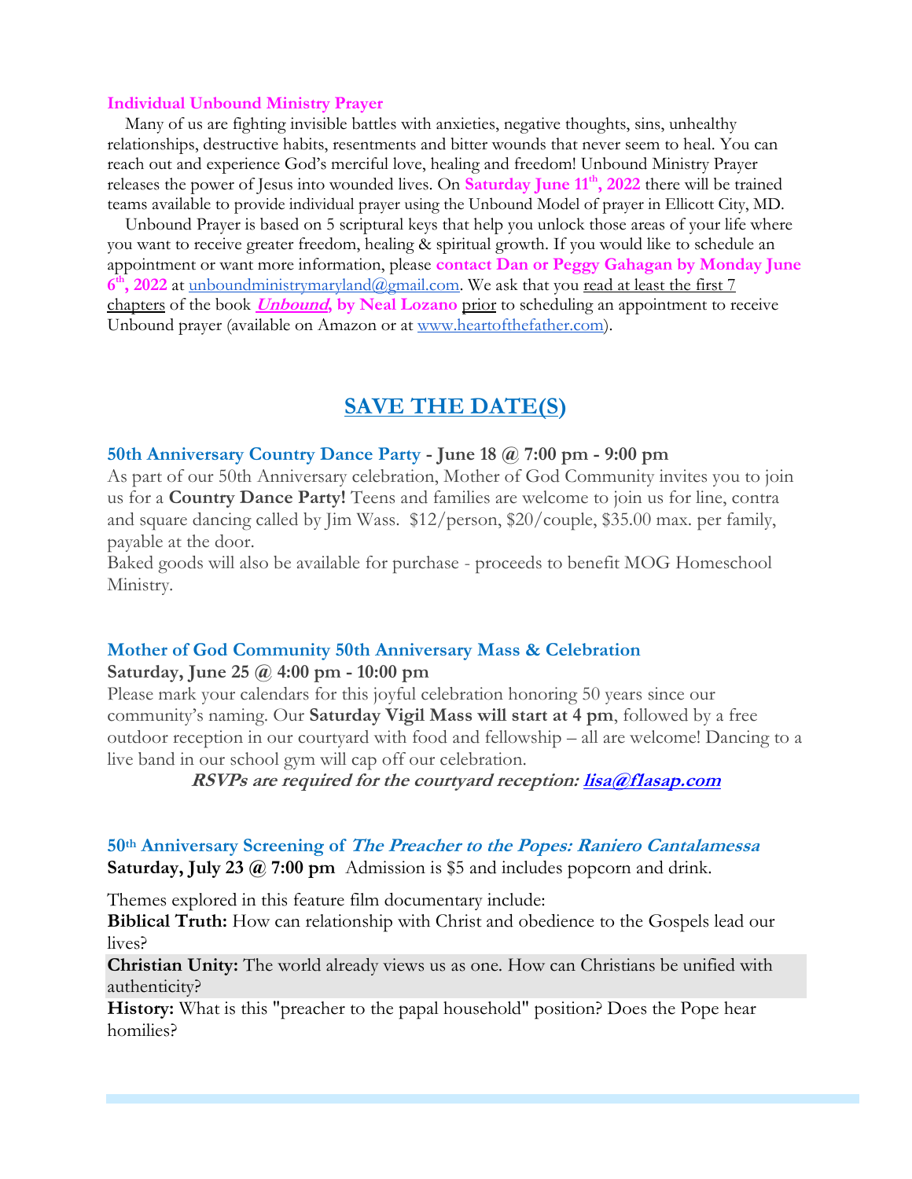**Individual Unbound Ministry Prayer**

Many of us are fighting invisible battles with anxieties, negative thoughts, sins, unhealthy relationships, destructive habits, resentments and bitter wounds that never seem to heal. You can reach out and experience God's merciful love, healing and freedom! Unbound Ministry Prayer releases the power of Jesus into wounded lives. On **Saturday June 11th, 2022** there will be trained teams available to provide individual prayer using the Unbound Model of prayer in Ellicott City, MD.

Unbound Prayer is based on 5 scriptural keys that help you unlock those areas of your life where you want to receive greater freedom, healing & spiritual growth. If you would like to schedule an appointment or want more information, please **contact Dan or Peggy Gahagan by Monday June 6th, 2022** at unboundministrymaryland@gmail.com. We ask that you read at least the first 7 chapters of the book ***Unbound*, by Neal Lozano** prior to scheduling an appointment to receive Unbound prayer (available on Amazon or at www.heartofthefather.com).

## SAVE THE DATE(S)

**50th Anniversary Country Dance Party - June 18 @ 7:00 pm - 9:00 pm**

As part of our 50th Anniversary celebration, Mother of God Community invites you to join us for a **Country Dance Party!** Teens and families are welcome to join us for line, contra and square dancing called by Jim Wass. $12/person, $20/couple, $35.00 max. per family, payable at the door.

Baked goods will also be available for purchase - proceeds to benefit MOG Homeschool Ministry.

**Mother of God Community 50th Anniversary Mass & Celebration**

**Saturday, June 25 @ 4:00 pm - 10:00 pm**

Please mark your calendars for this joyful celebration honoring 50 years since our community's naming. Our **Saturday Vigil Mass will start at 4 pm**, followed by a free outdoor reception in our courtyard with food and fellowship – all are welcome! Dancing to a live band in our school gym will cap off our celebration.

***RSVPs are required for the courtyard reception: lisa@f1asap.com***

**50th Anniversary Screening of *The Preacher to the Popes: Raniero Cantalamessa***

**Saturday, July 23 @ 7:00 pm** Admission is $5 and includes popcorn and drink.

Themes explored in this feature film documentary include:

**Biblical Truth:** How can relationship with Christ and obedience to the Gospels lead our lives?

**Christian Unity:** The world already views us as one. How can Christians be unified with authenticity?

**History:** What is this "preacher to the papal household" position? Does the Pope hear homilies?